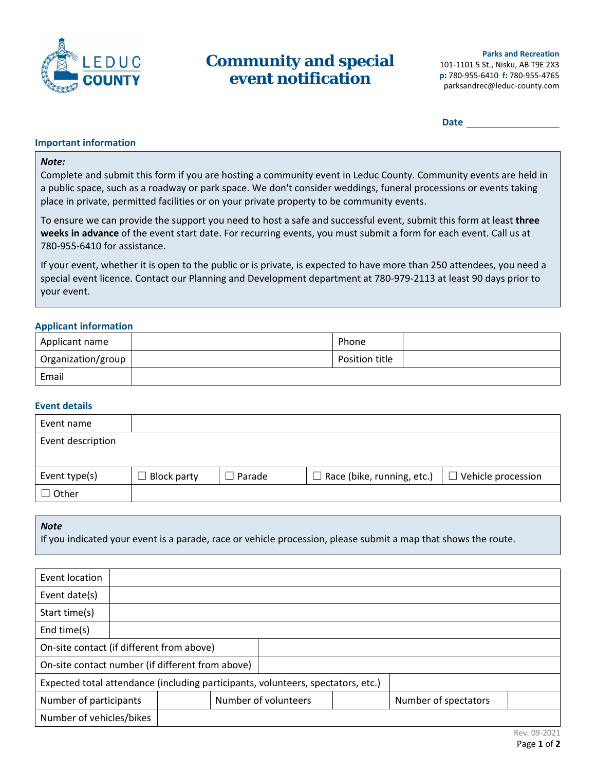LEDUC COUNTY

# Community and special event notification

**Parks and Recreation**
101-1101 5 St., Nisku, AB T9E 2X3
**p:** 780-955-6410 **f:** 780-955-4765
parksandrec@leduc-county.com

**Date** ____________________

## Important information

***Note:***
Complete and submit this form if you are hosting a community event in Leduc County. Community events are held in a public space, such as a roadway or park space. We don't consider weddings, funeral processions or events taking place in private, permitted facilities or on your private property to be community events.

To ensure we can provide the support you need to host a safe and successful event, submit this form at least **three weeks in advance** of the event start date. For recurring events, you must submit a form for each event. Call us at 780-955-6410 for assistance.

If your event, whether it is open to the public or is private, is expected to have more than 250 attendees, you need a special event licence. Contact our Planning and Development department at 780-979-2113 at least 90 days prior to your event.

## Applicant information

| Applicant name | | Phone | |
|---|---|---|---|
| Organization/group | | Position title | |
| Email | | | |

## Event details

| Event name | | | | |
|---|---|---|---|---|
| Event description | | | | |
| Event type(s) | ☐ Block party | ☐ Parade | ☐ Race (bike, running, etc.) | ☐ Vehicle procession |
| ☐ Other | | | | |

***Note***
If you indicated your event is a parade, race or vehicle procession, please submit a map that shows the route.

| Event location | | | | | |
|---|---|---|---|---|---|
| Event date(s) | | | | | |
| Start time(s) | | | | | |
| End time(s) | | | | | |
| On-site contact (if different from above) | | | | | |
| On-site contact number (if different from above) | | | | | |
| Expected total attendance (including participants, volunteers, spectators, etc.) | | | | | |
| Number of participants | | Number of volunteers | | Number of spectators | |
| Number of vehicles/bikes | | | | | |

Rev. 09-2021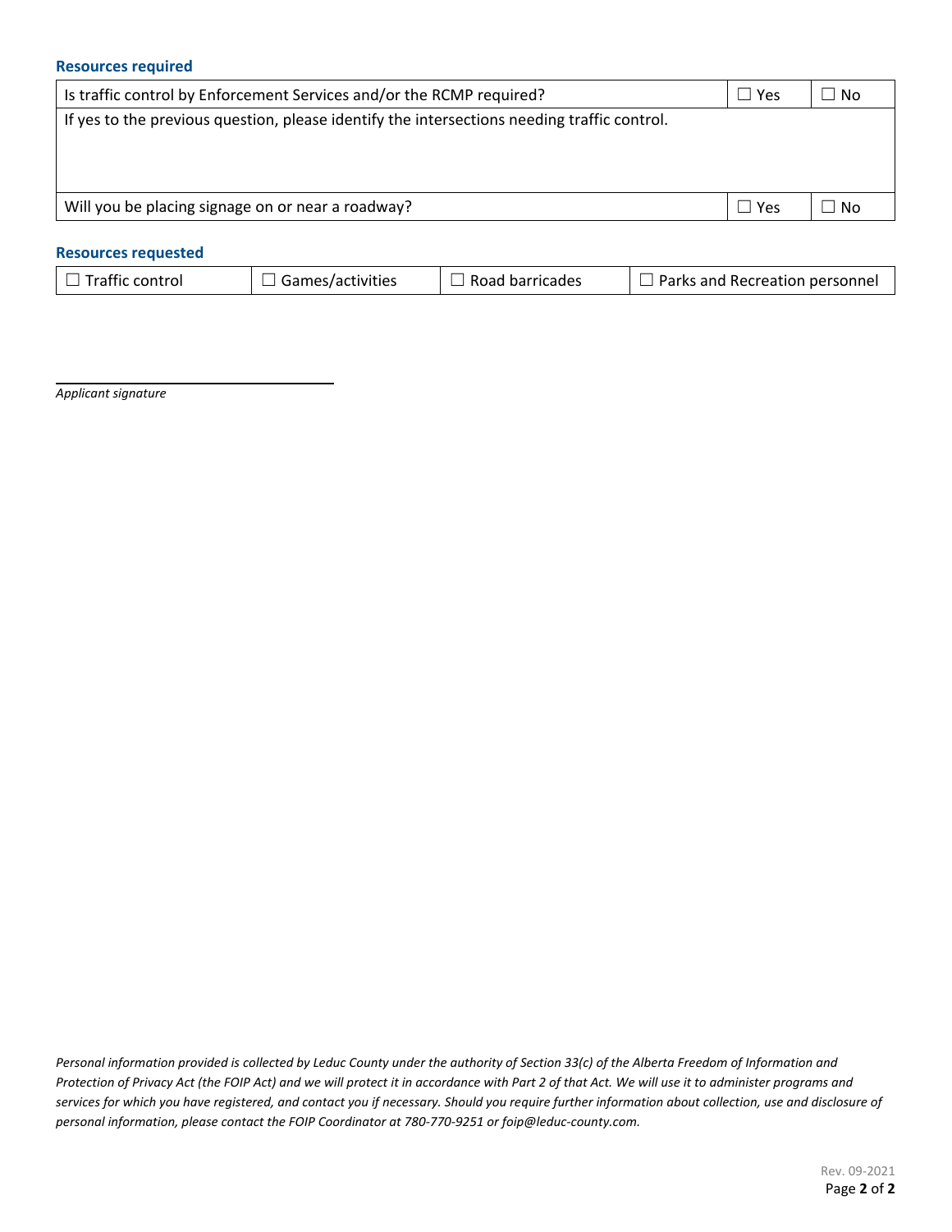### Resources required

| | | |
|---|---|---|
| Is traffic control by Enforcement Services and/or the RCMP required? | ☐ Yes | ☐ No |
| If yes to the previous question, please identify the intersections needing traffic control. | | |
| Will you be placing signage on or near a roadway? | ☐ Yes | ☐ No |

### Resources requested

| | | | |
|---|---|---|---|
| ☐ Traffic control | ☐ Games/activities | ☐ Road barricades | ☐ Parks and Recreation personnel |

_______________________________

*Applicant signature*

*Personal information provided is collected by Leduc County under the authority of Section 33(c) of the Alberta Freedom of Information and Protection of Privacy Act (the FOIP Act) and we will protect it in accordance with Part 2 of that Act. We will use it to administer programs and services for which you have registered, and contact you if necessary. Should you require further information about collection, use and disclosure of personal information, please contact the FOIP Coordinator at 780-770-9251 or foip@leduc-county.com.*

Rev. 09-2021